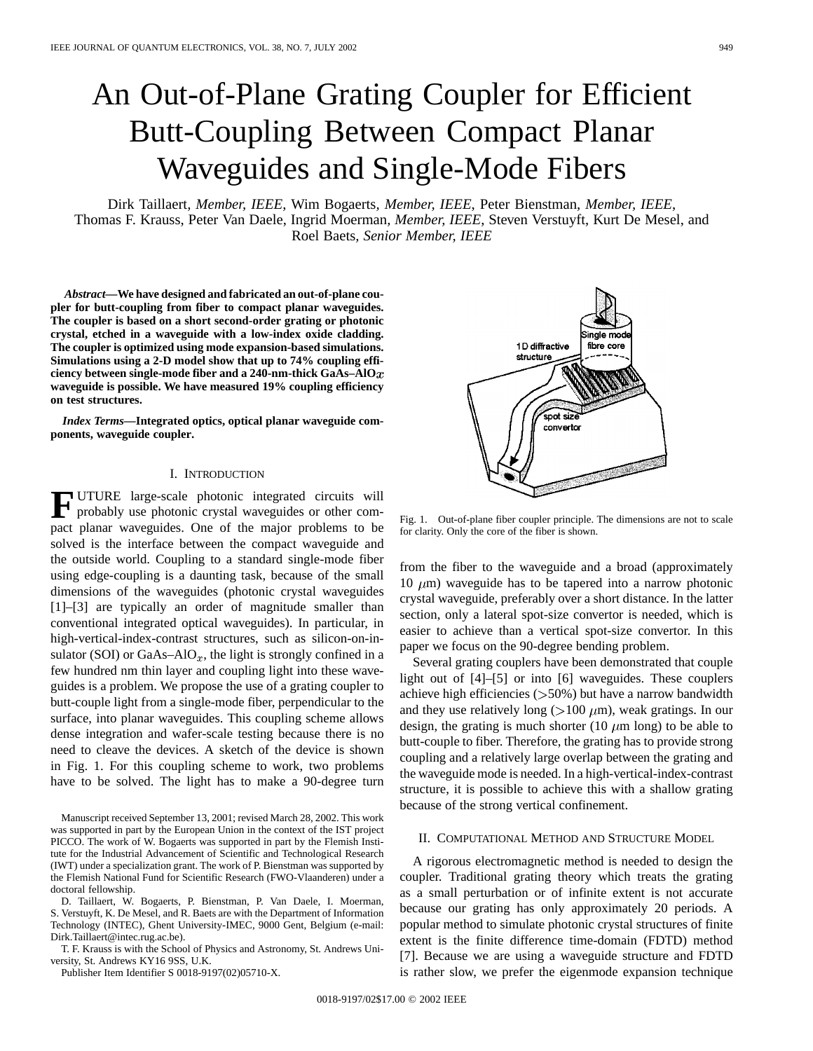# An Out-of-Plane Grating Coupler for Efficient Butt-Coupling Between Compact Planar Waveguides and Single-Mode Fibers

Dirk Taillaert, *Member, IEEE*, Wim Bogaerts, *Member, IEEE*, Peter Bienstman, *Member, IEEE*, Thomas F. Krauss, Peter Van Daele, Ingrid Moerman, *Member, IEEE*, Steven Verstuyft, Kurt De Mesel, and Roel Baets, *Senior Member, IEEE*

***Abstract*—We have designed and fabricated an out-of-plane coupler for butt-coupling from fiber to compact planar waveguides. The coupler is based on a short second-order grating or photonic crystal, etched in a waveguide with a low-index oxide cladding. The coupler is optimized using mode expansion-based simulations. Simulations using a 2-D model show that up to 74% coupling efficiency between single-mode fiber and a 240-nm-thick GaAs–AlO$_x$ waveguide is possible. We have measured 19% coupling efficiency on test structures.**

***Index Terms*—Integrated optics, optical planar waveguide components, waveguide coupler.**

## I. Introduction

FUTURE large-scale photonic integrated circuits will probably use photonic crystal waveguides or other compact planar waveguides. One of the major problems to be solved is the interface between the compact waveguide and the outside world. Coupling to a standard single-mode fiber using edge-coupling is a daunting task, because of the small dimensions of the waveguides (photonic crystal waveguides [1]–[3] are typically an order of magnitude smaller than conventional integrated optical waveguides). In particular, in high-vertical-index-contrast structures, such as silicon-on-insulator (SOI) or GaAs–AlO$_x$, the light is strongly confined in a few hundred nm thin layer and coupling light into these waveguides is a problem. We propose the use of a grating coupler to butt-couple light from a single-mode fiber, perpendicular to the surface, into planar waveguides. This coupling scheme allows dense integration and wafer-scale testing because there is no need to cleave the devices. A sketch of the device is shown in Fig. 1. For this coupling scheme to work, two problems have to be solved. The light has to make a 90-degree turn from the fiber to the waveguide and a broad (approximately 10 $\mu$m) waveguide has to be tapered into a narrow photonic crystal waveguide, preferably over a short distance. In the latter section, only a lateral spot-size convertor is needed, which is easier to achieve than a vertical spot-size convertor. In this paper we focus on the 90-degree bending problem.

Fig. 1. Out-of-plane fiber coupler principle. The dimensions are not to scale for clarity. Only the core of the fiber is shown.

Several grating couplers have been demonstrated that couple light out of [4]–[5] or into [6] waveguides. These couplers achieve high efficiencies (>50%) but have a narrow bandwidth and they use relatively long (>100 $\mu$m), weak gratings. In our design, the grating is much shorter (10 $\mu$m long) to be able to butt-couple to fiber. Therefore, the grating has to provide strong coupling and a relatively large overlap between the grating and the waveguide mode is needed. In a high-vertical-index-contrast structure, it is possible to achieve this with a shallow grating because of the strong vertical confinement.

## II. Computational Method and Structure Model

A rigorous electromagnetic method is needed to design the coupler. Traditional grating theory which treats the grating as a small perturbation or of infinite extent is not accurate because our grating has only approximately 20 periods. A popular method to simulate photonic crystal structures of finite extent is the finite difference time-domain (FDTD) method [7]. Because we are using a waveguide structure and FDTD is rather slow, we prefer the eigenmode expansion technique

Manuscript received September 13, 2001; revised March 28, 2002. This work was supported in part by the European Union in the context of the IST project PICCO. The work of W. Bogaerts was supported in part by the Flemish Institute for the Industrial Advancement of Scientific and Technological Research (IWT) under a specialization grant. The work of P. Bienstman was supported by the Flemish National Fund for Scientific Research (FWO-Vlaanderen) under a doctoral fellowship.

D. Taillaert, W. Bogaerts, P. Bienstman, P. Van Daele, I. Moerman, S. Verstuyft, K. De Mesel, and R. Baets are with the Department of Information Technology (INTEC), Ghent University-IMEC, 9000 Gent, Belgium (e-mail: Dirk.Taillaert@intec.rug.ac.be).

T. F. Krauss is with the School of Physics and Astronomy, St. Andrews University, St. Andrews KY16 9SS, U.K.

Publisher Item Identifier S 0018-9197(02)05710-X.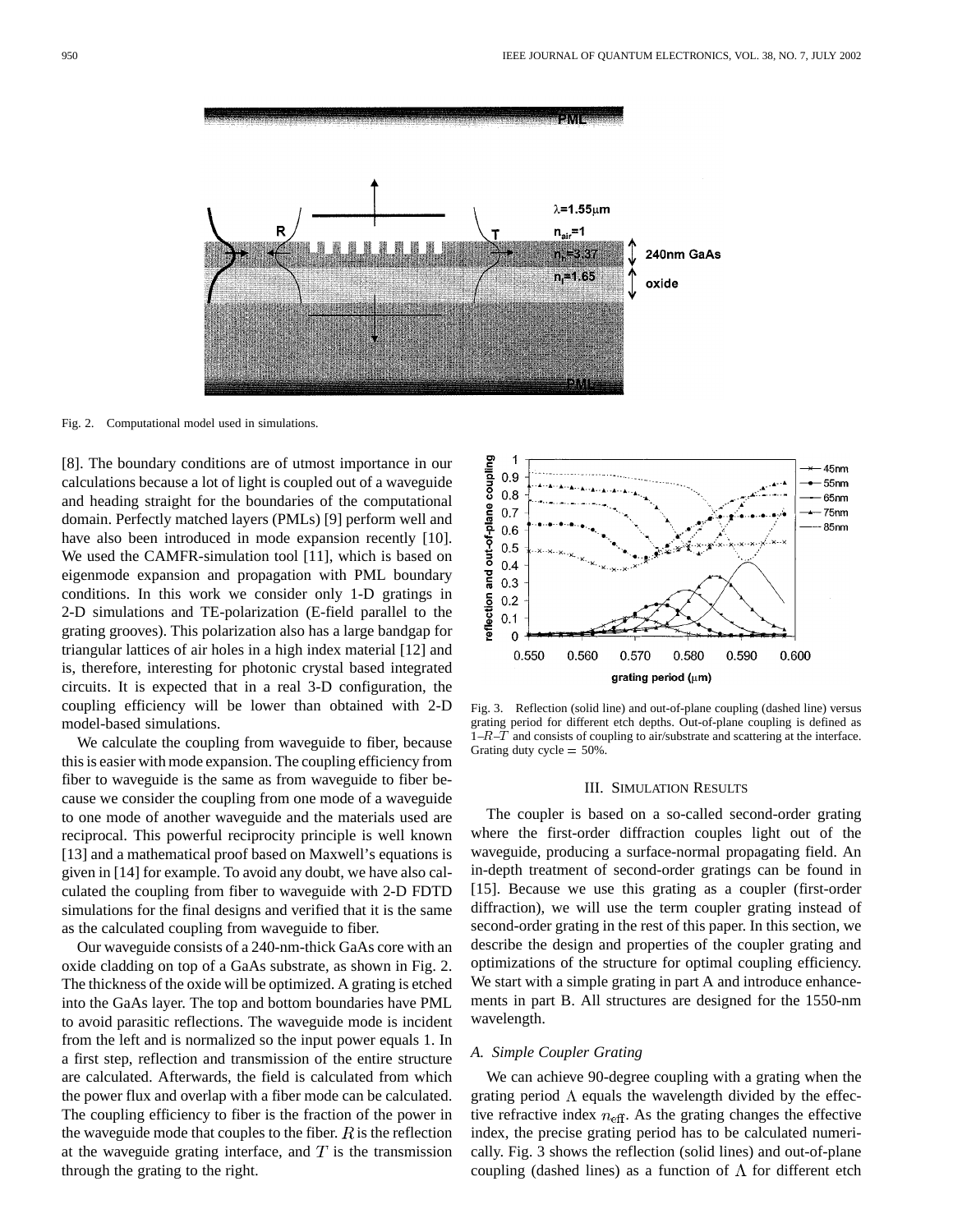Fig. 2. Computational model used in simulations.

[8]. The boundary conditions are of utmost importance in our calculations because a lot of light is coupled out of a waveguide and heading straight for the boundaries of the computational domain. Perfectly matched layers (PMLs) [9] perform well and have also been introduced in mode expansion recently [10]. We used the CAMFR-simulation tool [11], which is based on eigenmode expansion and propagation with PML boundary conditions. In this work we consider only 1-D gratings in 2-D simulations and TE-polarization (E-field parallel to the grating grooves). This polarization also has a large bandgap for triangular lattices of air holes in a high index material [12] and is, therefore, interesting for photonic crystal based integrated circuits. It is expected that in a real 3-D configuration, the coupling efficiency will be lower than obtained with 2-D model-based simulations.

We calculate the coupling from waveguide to fiber, because this is easier with mode expansion. The coupling efficiency from fiber to waveguide is the same as from waveguide to fiber because we consider the coupling from one mode of a waveguide to one mode of another waveguide and the materials used are reciprocal. This powerful reciprocity principle is well known [13] and a mathematical proof based on Maxwell's equations is given in [14] for example. To avoid any doubt, we have also calculated the coupling from fiber to waveguide with 2-D FDTD simulations for the final designs and verified that it is the same as the calculated coupling from waveguide to fiber.

Our waveguide consists of a 240-nm-thick GaAs core with an oxide cladding on top of a GaAs substrate, as shown in Fig. 2. The thickness of the oxide will be optimized. A grating is etched into the GaAs layer. The top and bottom boundaries have PML to avoid parasitic reflections. The waveguide mode is incident from the left and is normalized so the input power equals 1. In a first step, reflection and transmission of the entire structure are calculated. Afterwards, the field is calculated from which the power flux and overlap with a fiber mode can be calculated. The coupling efficiency to fiber is the fraction of the power in the waveguide mode that couples to the fiber. $R$ is the reflection at the waveguide grating interface, and $T$ is the transmission through the grating to the right.

Fig. 3. Reflection (solid line) and out-of-plane coupling (dashed line) versus grating period for different etch depths. Out-of-plane coupling is defined as $1–R–T$ and consists of coupling to air/substrate and scattering at the interface. Grating duty cycle = 50%.

## III. Simulation Results

The coupler is based on a so-called second-order grating where the first-order diffraction couples light out of the waveguide, producing a surface-normal propagating field. An in-depth treatment of second-order gratings can be found in [15]. Because we use this grating as a coupler (first-order diffraction), we will use the term coupler grating instead of second-order grating in the rest of this paper. In this section, we describe the design and properties of the coupler grating and optimizations of the structure for optimal coupling efficiency. We start with a simple grating in part A and introduce enhancements in part B. All structures are designed for the 1550-nm wavelength.

### A. Simple Coupler Grating

We can achieve 90-degree coupling with a grating when the grating period $\Lambda$ equals the wavelength divided by the effective refractive index $n_{\text{eff}}$. As the grating changes the effective index, the precise grating period has to be calculated numerically. Fig. 3 shows the reflection (solid lines) and out-of-plane coupling (dashed lines) as a function of $\Lambda$ for different etch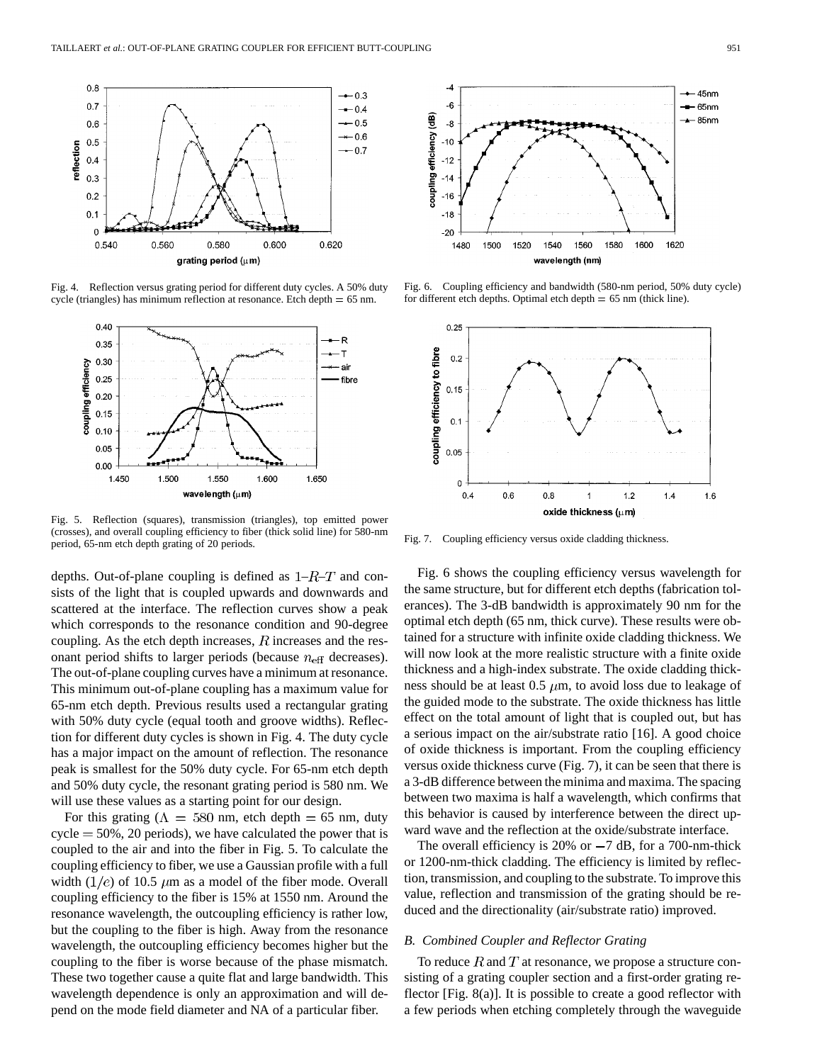Fig. 4. Reflection versus grating period for different duty cycles. A 50% duty cycle (triangles) has minimum reflection at resonance. Etch depth = 65 nm.

Fig. 5. Reflection (squares), transmission (triangles), top emitted power (crosses), and overall coupling efficiency to fiber (thick solid line) for 580-nm period, 65-nm etch depth grating of 20 periods.

Fig. 6. Coupling efficiency and bandwidth (580-nm period, 50% duty cycle) for different etch depths. Optimal etch depth = 65 nm (thick line).

Fig. 7. Coupling efficiency versus oxide cladding thickness.

depths. Out-of-plane coupling is defined as $1-R-T$ and consists of the light that is coupled upwards and downwards and scattered at the interface. The reflection curves show a peak which corresponds to the resonance condition and 90-degree coupling. As the etch depth increases, $R$ increases and the resonant period shifts to larger periods (because $n_{\mathrm{eff}}$ decreases). The out-of-plane coupling curves have a minimum at resonance. This minimum out-of-plane coupling has a maximum value for 65-nm etch depth. Previous results used a rectangular grating with 50% duty cycle (equal tooth and groove widths). Reflection for different duty cycles is shown in Fig. 4. The duty cycle has a major impact on the amount of reflection. The resonance peak is smallest for the 50% duty cycle. For 65-nm etch depth and 50% duty cycle, the resonant grating period is 580 nm. We will use these values as a starting point for our design.

For this grating ($\Lambda = 580$ nm, etch depth = 65 nm, duty cycle = 50%, 20 periods), we have calculated the power that is coupled to the air and into the fiber in Fig. 5. To calculate the coupling efficiency to fiber, we use a Gaussian profile with a full width $(1/e)$ of 10.5 $\mu$m as a model of the fiber mode. Overall coupling efficiency to the fiber is 15% at 1550 nm. Around the resonance wavelength, the outcoupling efficiency is rather low, but the coupling to the fiber is high. Away from the resonance wavelength, the outcoupling efficiency becomes higher but the coupling to the fiber is worse because of the phase mismatch. These two together cause a quite flat and large bandwidth. This wavelength dependence is only an approximation and will depend on the mode field diameter and NA of a particular fiber.

Fig. 6 shows the coupling efficiency versus wavelength for the same structure, but for different etch depths (fabrication tolerances). The 3-dB bandwidth is approximately 90 nm for the optimal etch depth (65 nm, thick curve). These results were obtained for a structure with infinite oxide cladding thickness. We will now look at the more realistic structure with a finite oxide thickness and a high-index substrate. The oxide cladding thickness should be at least 0.5 $\mu$m, to avoid loss due to leakage of the guided mode to the substrate. The oxide thickness has little effect on the total amount of light that is coupled out, but has a serious impact on the air/substrate ratio [16]. A good choice of oxide thickness is important. From the coupling efficiency versus oxide thickness curve (Fig. 7), it can be seen that there is a 3-dB difference between the minima and maxima. The spacing between two maxima is half a wavelength, which confirms that this behavior is caused by interference between the direct upward wave and the reflection at the oxide/substrate interface.

The overall efficiency is 20% or $-7$ dB, for a 700-nm-thick or 1200-nm-thick cladding. The efficiency is limited by reflection, transmission, and coupling to the substrate. To improve this value, reflection and transmission of the grating should be reduced and the directionality (air/substrate ratio) improved.

### B. Combined Coupler and Reflector Grating

To reduce $R$ and $T$ at resonance, we propose a structure consisting of a grating coupler section and a first-order grating reflector [Fig. 8(a)]. It is possible to create a good reflector with a few periods when etching completely through the waveguide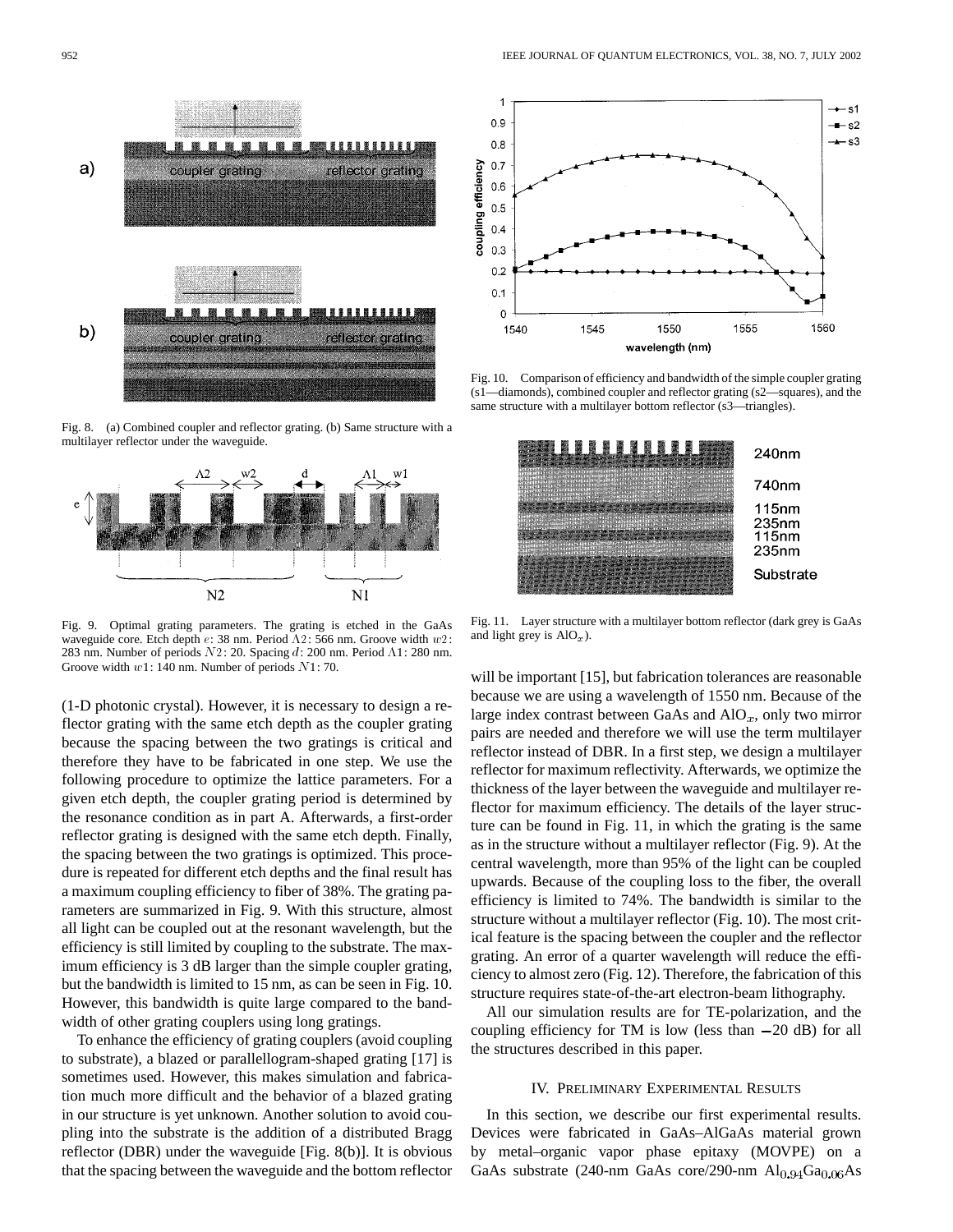Fig. 8. (a) Combined coupler and reflector grating. (b) Same structure with a multilayer reflector under the waveguide.

Fig. 9. Optimal grating parameters. The grating is etched in the GaAs waveguide core. Etch depth $e$: 38 nm. Period $\Lambda 2$: 566 nm. Groove width $w2$: 283 nm. Number of periods $N2$: 20. Spacing $d$: 200 nm. Period $\Lambda 1$: 280 nm. Groove width $w1$: 140 nm. Number of periods $N1$: 70.

(1-D photonic crystal). However, it is necessary to design a reflector grating with the same etch depth as the coupler grating because the spacing between the two gratings is critical and therefore they have to be fabricated in one step. We use the following procedure to optimize the lattice parameters. For a given etch depth, the coupler grating period is determined by the resonance condition as in part A. Afterwards, a first-order reflector grating is designed with the same etch depth. Finally, the spacing between the two gratings is optimized. This procedure is repeated for different etch depths and the final result has a maximum coupling efficiency to fiber of 38%. The grating parameters are summarized in Fig. 9. With this structure, almost all light can be coupled out at the resonant wavelength, but the efficiency is still limited by coupling to the substrate. The maximum efficiency is 3 dB larger than the simple coupler grating, but the bandwidth is limited to 15 nm, as can be seen in Fig. 10. However, this bandwidth is quite large compared to the bandwidth of other grating couplers using long gratings.

To enhance the efficiency of grating couplers (avoid coupling to substrate), a blazed or parallellogram-shaped grating [17] is sometimes used. However, this makes simulation and fabrication much more difficult and the behavior of a blazed grating in our structure is yet unknown. Another solution to avoid coupling into the substrate is the addition of a distributed Bragg reflector (DBR) under the waveguide [Fig. 8(b)]. It is obvious that the spacing between the waveguide and the bottom reflector will be important [15], but fabrication tolerances are reasonable because we are using a wavelength of 1550 nm. Because of the large index contrast between GaAs and $AlO_x$, only two mirror pairs are needed and therefore we will use the term multilayer reflector instead of DBR. In a first step, we design a multilayer reflector for maximum reflectivity. Afterwards, we optimize the thickness of the layer between the waveguide and multilayer reflector for maximum efficiency. The details of the layer structure can be found in Fig. 11, in which the grating is the same as in the structure without a multilayer reflector (Fig. 9). At the central wavelength, more than 95% of the light can be coupled upwards. Because of the coupling loss to the fiber, the overall efficiency is limited to 74%. The bandwidth is similar to the structure without a multilayer reflector (Fig. 10). The most critical feature is the spacing between the coupler and the reflector grating. An error of a quarter wavelength will reduce the efficiency to almost zero (Fig. 12). Therefore, the fabrication of this structure requires state-of-the-art electron-beam lithography.

Fig. 10. Comparison of efficiency and bandwidth of the simple coupler grating (s1—diamonds), combined coupler and reflector grating (s2—squares), and the same structure with a multilayer bottom reflector (s3—triangles).

Fig. 11. Layer structure with a multilayer bottom reflector (dark grey is GaAs and light grey is $AlO_x$).

All our simulation results are for TE-polarization, and the coupling efficiency for TM is low (less than −20 dB) for all the structures described in this paper.

## IV. Preliminary Experimental Results

In this section, we describe our first experimental results. Devices were fabricated in GaAs–AlGaAs material grown by metal–organic vapor phase epitaxy (MOVPE) on a GaAs substrate (240-nm GaAs core/290-nm $Al_{0.94}Ga_{0.06}As$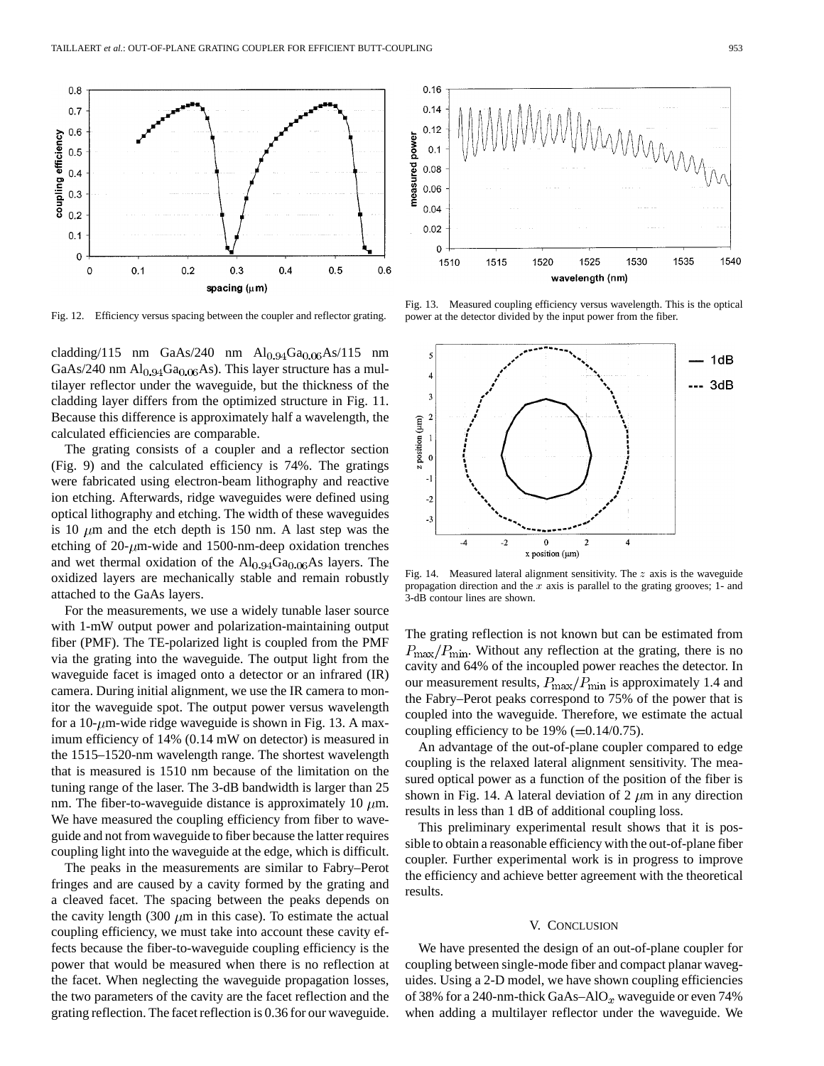Fig. 12. Efficiency versus spacing between the coupler and reflector grating.

Fig. 13. Measured coupling efficiency versus wavelength. This is the optical power at the detector divided by the input power from the fiber.

cladding/115 nm GaAs/240 nm $Al_{0.94}Ga_{0.06}As$/115 nm GaAs/240 nm $Al_{0.94}Ga_{0.06}As$). This layer structure has a multilayer reflector under the waveguide, but the thickness of the cladding layer differs from the optimized structure in Fig. 11. Because this difference is approximately half a wavelength, the calculated efficiencies are comparable.

The grating consists of a coupler and a reflector section (Fig. 9) and the calculated efficiency is 74%. The gratings were fabricated using electron-beam lithography and reactive ion etching. Afterwards, ridge waveguides were defined using optical lithography and etching. The width of these waveguides is 10 $\mu$m and the etch depth is 150 nm. A last step was the etching of 20-$\mu$m-wide and 1500-nm-deep oxidation trenches and wet thermal oxidation of the $Al_{0.94}Ga_{0.06}As$ layers. The oxidized layers are mechanically stable and remain robustly attached to the GaAs layers.

For the measurements, we use a widely tunable laser source with 1-mW output power and polarization-maintaining output fiber (PMF). The TE-polarized light is coupled from the PMF via the grating into the waveguide. The output light from the waveguide facet is imaged onto a detector or an infrared (IR) camera. During initial alignment, we use the IR camera to monitor the waveguide spot. The output power versus wavelength for a 10-$\mu$m-wide ridge waveguide is shown in Fig. 13. A maximum efficiency of 14% (0.14 mW on detector) is measured in the 1515–1520-nm wavelength range. The shortest wavelength that is measured is 1510 nm because of the limitation on the tuning range of the laser. The 3-dB bandwidth is larger than 25 nm. The fiber-to-waveguide distance is approximately 10 $\mu$m. We have measured the coupling efficiency from fiber to waveguide and not from waveguide to fiber because the latter requires coupling light into the waveguide at the edge, which is difficult.

The peaks in the measurements are similar to Fabry–Perot fringes and are caused by a cavity formed by the grating and a cleaved facet. The spacing between the peaks depends on the cavity length (300 $\mu$m in this case). To estimate the actual coupling efficiency, we must take into account these cavity effects because the fiber-to-waveguide coupling efficiency is the power that would be measured when there is no reflection at the facet. When neglecting the waveguide propagation losses, the two parameters of the cavity are the facet reflection and the grating reflection. The facet reflection is 0.36 for our waveguide. The grating reflection is not known but can be estimated from $P_{\max}/P_{\min}$. Without any reflection at the grating, there is no cavity and 64% of the incoupled power reaches the detector. In our measurement results, $P_{\max}/P_{\min}$ is approximately 1.4 and the Fabry–Perot peaks correspond to 75% of the power that is coupled into the waveguide. Therefore, we estimate the actual coupling efficiency to be 19% (=0.14/0.75).

Fig. 14. Measured lateral alignment sensitivity. The $z$ axis is the waveguide propagation direction and the $x$ axis is parallel to the grating grooves; 1- and 3-dB contour lines are shown.

An advantage of the out-of-plane coupler compared to edge coupling is the relaxed lateral alignment sensitivity. The measured optical power as a function of the position of the fiber is shown in Fig. 14. A lateral deviation of 2 $\mu$m in any direction results in less than 1 dB of additional coupling loss.

This preliminary experimental result shows that it is possible to obtain a reasonable efficiency with the out-of-plane fiber coupler. Further experimental work is in progress to improve the efficiency and achieve better agreement with the theoretical results.

## V. Conclusion

We have presented the design of an out-of-plane coupler for coupling between single-mode fiber and compact planar waveguides. Using a 2-D model, we have shown coupling efficiencies of 38% for a 240-nm-thick GaAs–$AlO_x$ waveguide or even 74% when adding a multilayer reflector under the waveguide. We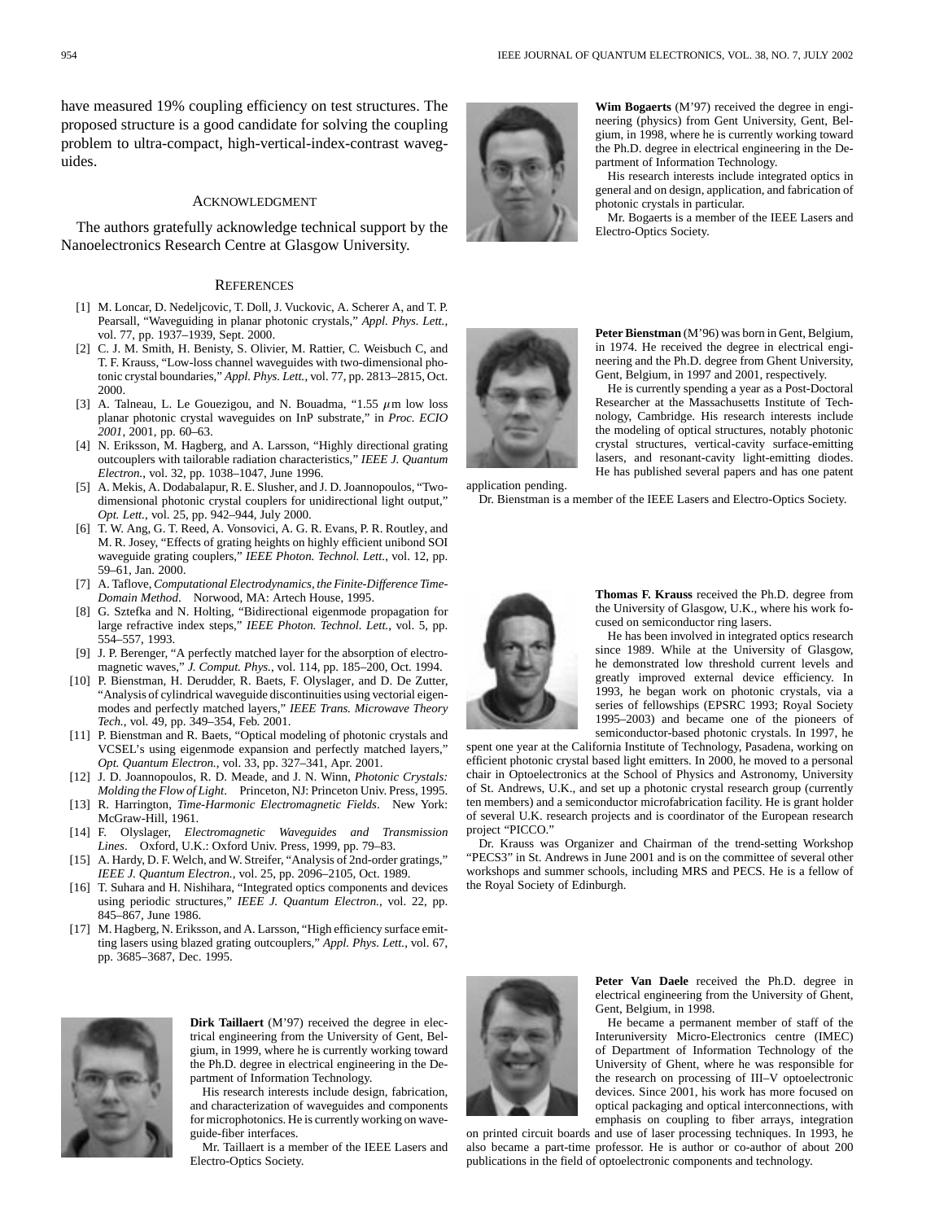have measured 19% coupling efficiency on test structures. The proposed structure is a good candidate for solving the coupling problem to ultra-compact, high-vertical-index-contrast waveguides.

## ACKNOWLEDGMENT

The authors gratefully acknowledge technical support by the Nanoelectronics Research Centre at Glasgow University.

## REFERENCES

[1] M. Loncar, D. Nedeljcovic, T. Doll, J. Vuckovic, A. Scherer A, and T. P. Pearsall, "Waveguiding in planar photonic crystals," *Appl. Phys. Lett.*, vol. 77, pp. 1937–1939, Sept. 2000.

[2] C. J. M. Smith, H. Benisty, S. Olivier, M. Rattier, C. Weisbuch C, and T. F. Krauss, "Low-loss channel waveguides with two-dimensional photonic crystal boundaries," *Appl. Phys. Lett.*, vol. 77, pp. 2813–2815, Oct. 2000.

[3] A. Talneau, L. Le Gouezigou, and N. Bouadma, "1.55 $\mu$m low loss planar photonic crystal waveguides on InP substrate," in *Proc. ECIO 2001*, 2001, pp. 60–63.

[4] N. Eriksson, M. Hagberg, and A. Larsson, "Highly directional grating outcouplers with tailorable radiation characteristics," *IEEE J. Quantum Electron.*, vol. 32, pp. 1038–1047, June 1996.

[5] A. Mekis, A. Dodabalapur, R. E. Slusher, and J. D. Joannopoulos, "Two-dimensional photonic crystal couplers for unidirectional light output," *Opt. Lett.*, vol. 25, pp. 942–944, July 2000.

[6] T. W. Ang, G. T. Reed, A. Vonsovici, A. G. R. Evans, P. R. Routley, and M. R. Josey, "Effects of grating heights on highly efficient unibond SOI waveguide grating couplers," *IEEE Photon. Technol. Lett.*, vol. 12, pp. 59–61, Jan. 2000.

[7] A. Taflove, *Computational Electrodynamics, the Finite-Difference Time-Domain Method*. Norwood, MA: Artech House, 1995.

[8] G. Sztefka and N. Holting, "Bidirectional eigenmode propagation for large refractive index steps," *IEEE Photon. Technol. Lett.*, vol. 5, pp. 554–557, 1993.

[9] J. P. Berenger, "A perfectly matched layer for the absorption of electromagnetic waves," *J. Comput. Phys.*, vol. 114, pp. 185–200, Oct. 1994.

[10] P. Bienstman, H. Derudder, R. Baets, F. Olyslager, and D. De Zutter, "Analysis of cylindrical waveguide discontinuities using vectorial eigenmodes and perfectly matched layers," *IEEE Trans. Microwave Theory Tech.*, vol. 49, pp. 349–354, Feb. 2001.

[11] P. Bienstman and R. Baets, "Optical modeling of photonic crystals and VCSEL's using eigenmode expansion and perfectly matched layers," *Opt. Quantum Electron.*, vol. 33, pp. 327–341, Apr. 2001.

[12] J. D. Joannopoulos, R. D. Meade, and J. N. Winn, *Photonic Crystals: Molding the Flow of Light*. Princeton, NJ: Princeton Univ. Press, 1995.

[13] R. Harrington, *Time-Harmonic Electromagnetic Fields*. New York: McGraw-Hill, 1961.

[14] F. Olyslager, *Electromagnetic Waveguides and Transmission Lines*. Oxford, U.K.: Oxford Univ. Press, 1999, pp. 79–83.

[15] A. Hardy, D. F. Welch, and W. Streifer, "Analysis of 2nd-order gratings," *IEEE J. Quantum Electron.*, vol. 25, pp. 2096–2105, Oct. 1989.

[16] T. Suhara and H. Nishihara, "Integrated optics components and devices using periodic structures," *IEEE J. Quantum Electron.*, vol. 22, pp. 845–867, June 1986.

[17] M. Hagberg, N. Eriksson, and A. Larsson, "High efficiency surface emitting lasers using blazed grating outcouplers," *Appl. Phys. Lett.*, vol. 67, pp. 3685–3687, Dec. 1995.

**Dirk Taillaert** (M'97) received the degree in electrical engineering from the University of Gent, Belgium, in 1999, where he is currently working toward the Ph.D. degree in electrical engineering in the Department of Information Technology.

His research interests include design, fabrication, and characterization of waveguides and components for microphotonics. He is currently working on waveguide-fiber interfaces.

Mr. Taillaert is a member of the IEEE Lasers and Electro-Optics Society.

**Wim Bogaerts** (M'97) received the degree in engineering (physics) from Gent University, Gent, Belgium, in 1998, where he is currently working toward the Ph.D. degree in electrical engineering in the Department of Information Technology.

His research interests include integrated optics in general and on design, application, and fabrication of photonic crystals in particular.

Mr. Bogaerts is a member of the IEEE Lasers and Electro-Optics Society.

**Peter Bienstman** (M'96) was born in Gent, Belgium, in 1974. He received the degree in electrical engineering and the Ph.D. degree from Ghent University, Gent, Belgium, in 1997 and 2001, respectively.

He is currently spending a year as a Post-Doctoral Researcher at the Massachusetts Institute of Technology, Cambridge. His research interests include the modeling of optical structures, notably photonic crystal structures, vertical-cavity surface-emitting lasers, and resonant-cavity light-emitting diodes. He has published several papers and has one patent application pending.

Dr. Bienstman is a member of the IEEE Lasers and Electro-Optics Society.

**Thomas F. Krauss** received the Ph.D. degree from the University of Glasgow, U.K., where his work focused on semiconductor ring lasers.

He has been involved in integrated optics research since 1989. While at the University of Glasgow, he demonstrated low threshold current levels and greatly improved external device efficiency. In 1993, he began work on photonic crystals, via a series of fellowships (EPSRC 1993; Royal Society 1995–2003) and became one of the pioneers of semiconductor-based photonic crystals. In 1997, he spent one year at the California Institute of Technology, Pasadena, working on efficient photonic crystal based light emitters. In 2000, he moved to a personal chair in Optoelectronics at the School of Physics and Astronomy, University of St. Andrews, U.K., and set up a photonic crystal research group (currently ten members) and a semiconductor microfabrication facility. He is grant holder of several U.K. research projects and is coordinator of the European research project "PICCO."

Dr. Krauss was Organizer and Chairman of the trend-setting Workshop "PECS3" in St. Andrews in June 2001 and is on the committee of several other workshops and summer schools, including MRS and PECS. He is a fellow of the Royal Society of Edinburgh.

**Peter Van Daele** received the Ph.D. degree in electrical engineering from the University of Ghent, Gent, Belgium, in 1998.

He became a permanent member of staff of the Interuniversity Micro-Electronics centre (IMEC) of Department of Information Technology of the University of Ghent, where he was responsible for the research on processing of III–V optoelectronic devices. Since 2001, his work has more focused on optical packaging and optical interconnections, with emphasis on coupling to fiber arrays, integration on printed circuit boards and use of laser processing techniques. In 1993, he also became a part-time professor. He is author or co-author of about 200 publications in the field of optoelectronic components and technology.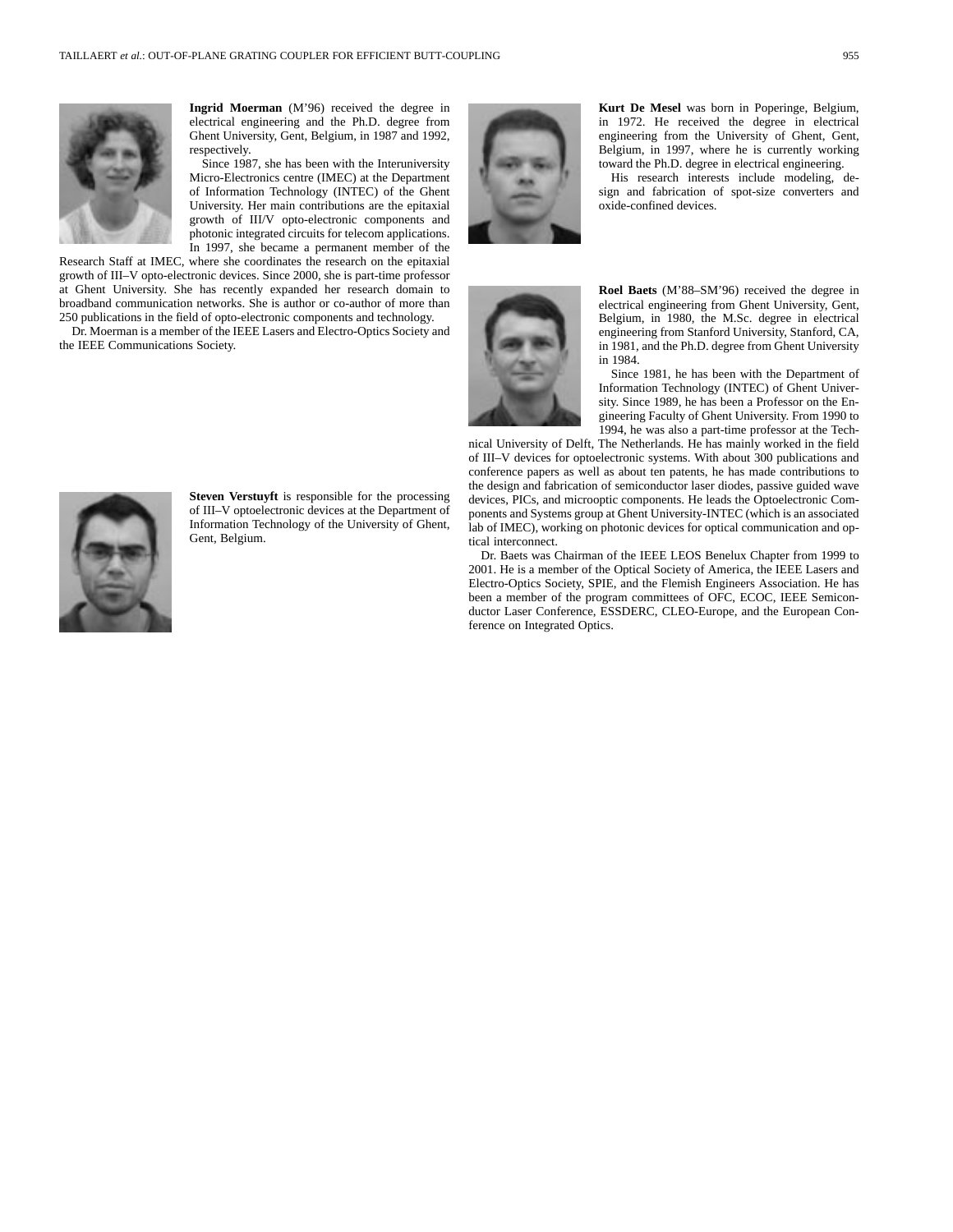**Ingrid Moerman** (M'96) received the degree in electrical engineering and the Ph.D. degree from Ghent University, Gent, Belgium, in 1987 and 1992, respectively.

Since 1987, she has been with the Interuniversity Micro-Electronics centre (IMEC) at the Department of Information Technology (INTEC) of the Ghent University. Her main contributions are the epitaxial growth of III/V opto-electronic components and photonic integrated circuits for telecom applications. In 1997, she became a permanent member of the Research Staff at IMEC, where she coordinates the research on the epitaxial growth of III–V opto-electronic devices. Since 2000, she is part-time professor at Ghent University. She has recently expanded her research domain to broadband communication networks. She is author or co-author of more than 250 publications in the field of opto-electronic components and technology.

Dr. Moerman is a member of the IEEE Lasers and Electro-Optics Society and the IEEE Communications Society.

**Steven Verstuyft** is responsible for the processing of III–V optoelectronic devices at the Department of Information Technology of the University of Ghent, Gent, Belgium.

**Kurt De Mesel** was born in Poperinge, Belgium, in 1972. He received the degree in electrical engineering from the University of Ghent, Gent, Belgium, in 1997, where he is currently working toward the Ph.D. degree in electrical engineering.

His research interests include modeling, design and fabrication of spot-size converters and oxide-confined devices.

**Roel Baets** (M'88–SM'96) received the degree in electrical engineering from Ghent University, Gent, Belgium, in 1980, the M.Sc. degree in electrical engineering from Stanford University, Stanford, CA, in 1981, and the Ph.D. degree from Ghent University in 1984.

Since 1981, he has been with the Department of Information Technology (INTEC) of Ghent University. Since 1989, he has been a Professor on the Engineering Faculty of Ghent University. From 1990 to 1994, he was also a part-time professor at the Technical University of Delft, The Netherlands. He has mainly worked in the field of III–V devices for optoelectronic systems. With about 300 publications and conference papers as well as about ten patents, he has made contributions to the design and fabrication of semiconductor laser diodes, passive guided wave devices, PICs, and microoptic components. He leads the Optoelectronic Components and Systems group at Ghent University-INTEC (which is an associated lab of IMEC), working on photonic devices for optical communication and optical interconnect.

Dr. Baets was Chairman of the IEEE LEOS Benelux Chapter from 1999 to 2001. He is a member of the Optical Society of America, the IEEE Lasers and Electro-Optics Society, SPIE, and the Flemish Engineers Association. He has been a member of the program committees of OFC, ECOC, IEEE Semiconductor Laser Conference, ESSDERC, CLEO-Europe, and the European Conference on Integrated Optics.